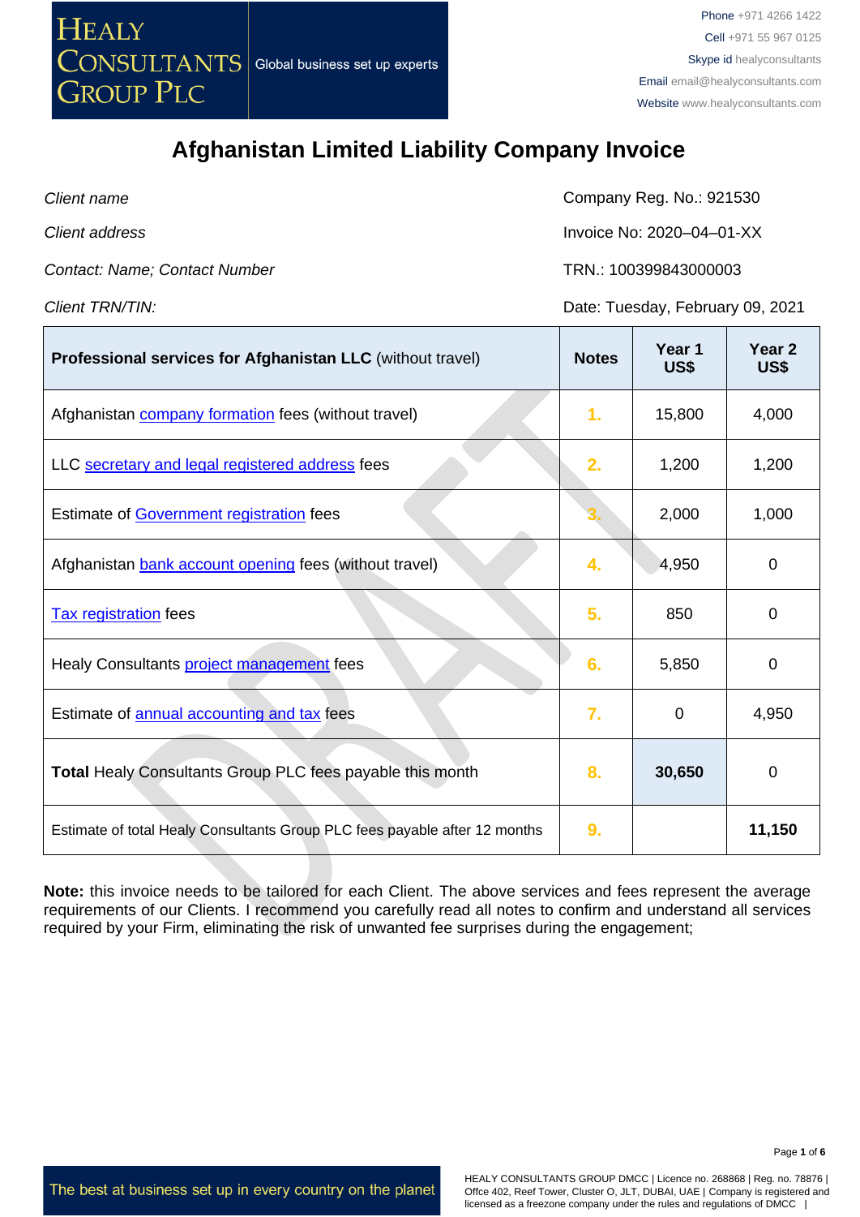HEALY CONSULTANTS GROUP PLC

Global business set up experts

Phone +971 4266 1422
Cell +971 55 967 0125
Skype id healyconsultants
Email email@healyconsultants.com
Website www.healyconsultants.com

# Afghanistan Limited Liability Company Invoice

| | |
|---|---|
| *Client name* | Company Reg. No.: 921530 |
| *Client address* | Invoice No: 2020–04–01-XX |
| *Contact: Name; Contact Number* | TRN.: 100399843000003 |
| *Client TRN/TIN:* | Date: Tuesday, February 09, 2021 |

| **Professional services for Afghanistan LLC** (without travel) | **Notes** | **Year 1 US$** | **Year 2 US$** |
|---|---|---|---|
| Afghanistan company formation fees (without travel) | 1. | 15,800 | 4,000 |
| LLC secretary and legal registered address fees | 2. | 1,200 | 1,200 |
| Estimate of Government registration fees | 3. | 2,000 | 1,000 |
| Afghanistan bank account opening fees (without travel) | 4. | 4,950 | 0 |
| Tax registration fees | 5. | 850 | 0 |
| Healy Consultants project management fees | 6. | 5,850 | 0 |
| Estimate of annual accounting and tax fees | 7. | 0 | 4,950 |
| **Total** Healy Consultants Group PLC fees payable this month | 8. | **30,650** | 0 |
| Estimate of total Healy Consultants Group PLC fees payable after 12 months | 9. | | **11,150** |

**Note:** this invoice needs to be tailored for each Client. The above services and fees represent the average requirements of our Clients. I recommend you carefully read all notes to confirm and understand all services required by your Firm, eliminating the risk of unwanted fee surprises during the engagement;

The best at business set up in every country on the planet

HEALY CONSULTANTS GROUP DMCC | Licence no. 268868 | Reg. no. 78876 | Offce 402, Reef Tower, Cluster O, JLT, DUBAI, UAE | Company is registered and licensed as a freezone company under the rules and regulations of DMCC |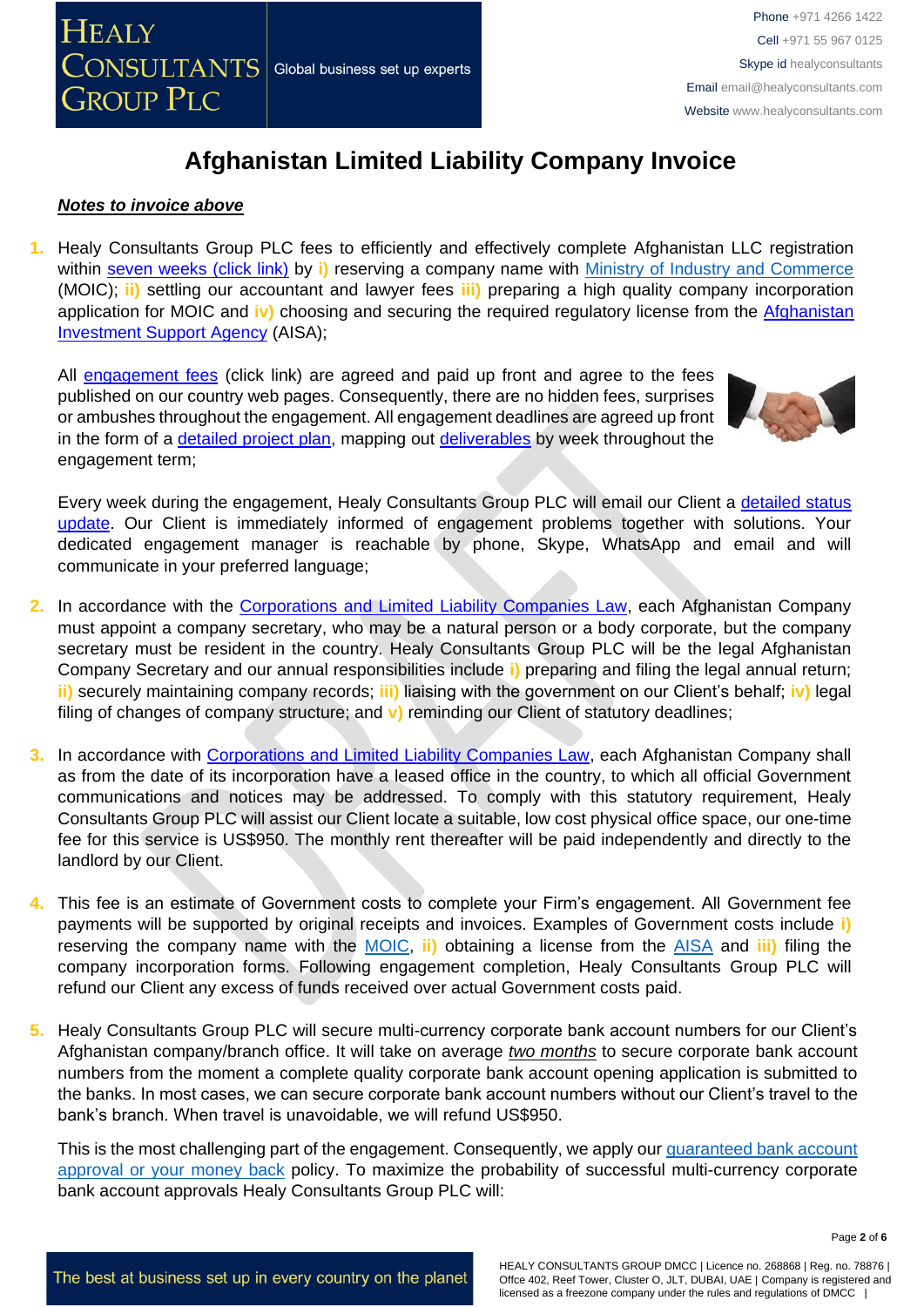# Afghanistan Limited Liability Company Invoice

***Notes to invoice above***

1. Healy Consultants Group PLC fees to efficiently and effectively complete Afghanistan LLC registration within seven weeks (click link) by **i)** reserving a company name with Ministry of Industry and Commerce (MOIC); **ii)** settling our accountant and lawyer fees **iii)** preparing a high quality company incorporation application for MOIC and **iv)** choosing and securing the required regulatory license from the Afghanistan Investment Support Agency (AISA);

   All engagement fees (click link) are agreed and paid up front and agree to the fees published on our country web pages. Consequently, there are no hidden fees, surprises or ambushes throughout the engagement. All engagement deadlines are agreed up front in the form of a detailed project plan, mapping out deliverables by week throughout the engagement term;

   Every week during the engagement, Healy Consultants Group PLC will email our Client a detailed status update. Our Client is immediately informed of engagement problems together with solutions. Your dedicated engagement manager is reachable by phone, Skype, WhatsApp and email and will communicate in your preferred language;

2. In accordance with the Corporations and Limited Liability Companies Law, each Afghanistan Company must appoint a company secretary, who may be a natural person or a body corporate, but the company secretary must be resident in the country. Healy Consultants Group PLC will be the legal Afghanistan Company Secretary and our annual responsibilities include **i)** preparing and filing the legal annual return; **ii)** securely maintaining company records; **iii)** liaising with the government on our Client's behalf; **iv)** legal filing of changes of company structure; and **v)** reminding our Client of statutory deadlines;

3. In accordance with Corporations and Limited Liability Companies Law, each Afghanistan Company shall as from the date of its incorporation have a leased office in the country, to which all official Government communications and notices may be addressed. To comply with this statutory requirement, Healy Consultants Group PLC will assist our Client locate a suitable, low cost physical office space, our one-time fee for this service is US$950. The monthly rent thereafter will be paid independently and directly to the landlord by our Client.

4. This fee is an estimate of Government costs to complete your Firm's engagement. All Government fee payments will be supported by original receipts and invoices. Examples of Government costs include **i)** reserving the company name with the MOIC, **ii)** obtaining a license from the AISA and **iii)** filing the company incorporation forms. Following engagement completion, Healy Consultants Group PLC will refund our Client any excess of funds received over actual Government costs paid.

5. Healy Consultants Group PLC will secure multi-currency corporate bank account numbers for our Client's Afghanistan company/branch office. It will take on average *two months* to secure corporate bank account numbers from the moment a complete quality corporate bank account opening application is submitted to the banks. In most cases, we can secure corporate bank account numbers without our Client's travel to the bank's branch. When travel is unavoidable, we will refund US$950.

   This is the most challenging part of the engagement. Consequently, we apply our guaranteed bank account approval or your money back policy. To maximize the probability of successful multi-currency corporate bank account approvals Healy Consultants Group PLC will: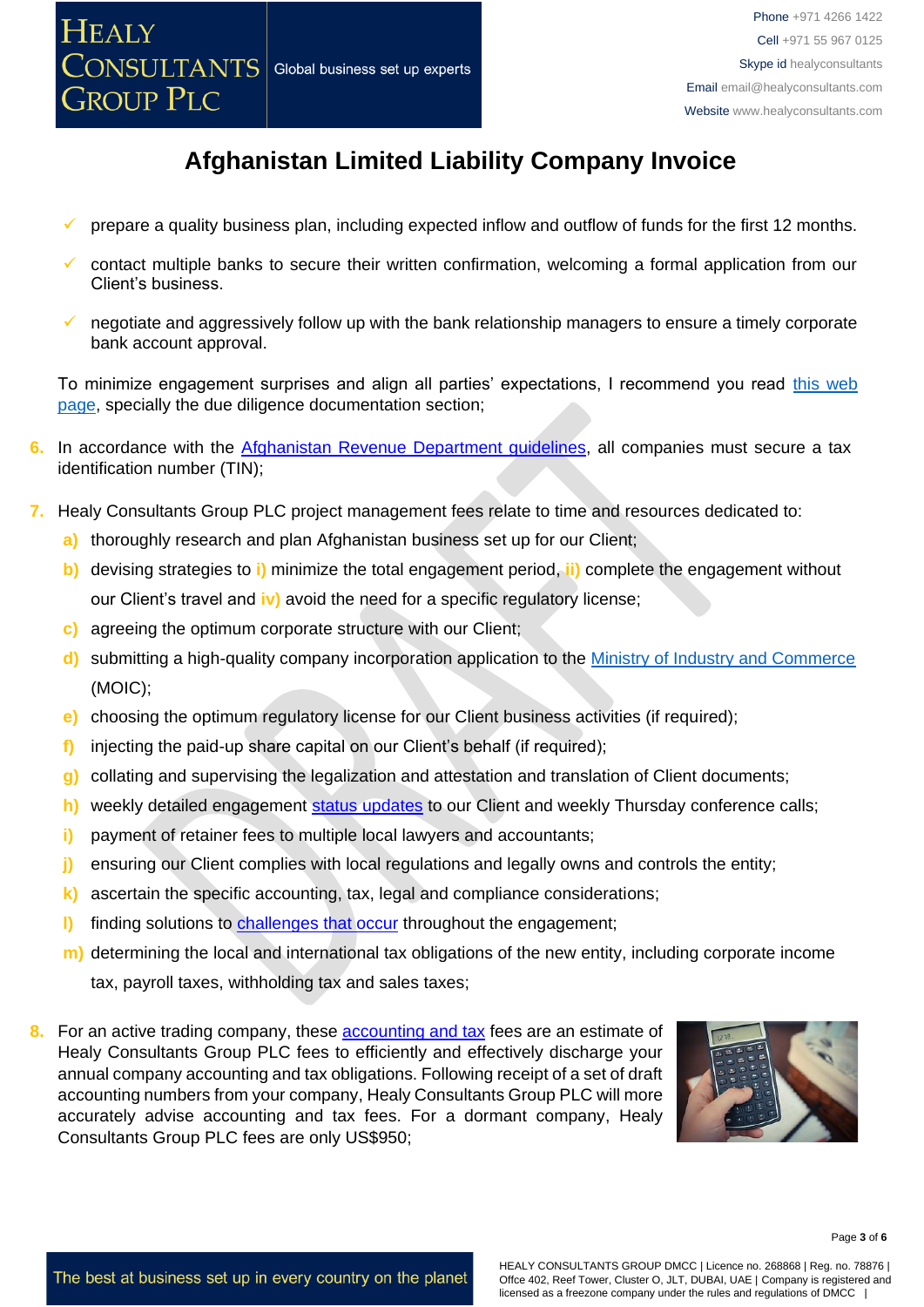# Afghanistan Limited Liability Company Invoice

- ✓ prepare a quality business plan, including expected inflow and outflow of funds for the first 12 months.
- ✓ contact multiple banks to secure their written confirmation, welcoming a formal application from our Client's business.
- ✓ negotiate and aggressively follow up with the bank relationship managers to ensure a timely corporate bank account approval.

To minimize engagement surprises and align all parties' expectations, I recommend you read this web page, specially the due diligence documentation section;

6. In accordance with the Afghanistan Revenue Department guidelines, all companies must secure a tax identification number (TIN);

7. Healy Consultants Group PLC project management fees relate to time and resources dedicated to:
   a) thoroughly research and plan Afghanistan business set up for our Client;
   b) devising strategies to i) minimize the total engagement period, ii) complete the engagement without our Client's travel and iv) avoid the need for a specific regulatory license;
   c) agreeing the optimum corporate structure with our Client;
   d) submitting a high-quality company incorporation application to the Ministry of Industry and Commerce (MOIC);
   e) choosing the optimum regulatory license for our Client business activities (if required);
   f) injecting the paid-up share capital on our Client's behalf (if required);
   g) collating and supervising the legalization and attestation and translation of Client documents;
   h) weekly detailed engagement status updates to our Client and weekly Thursday conference calls;
   i) payment of retainer fees to multiple local lawyers and accountants;
   j) ensuring our Client complies with local regulations and legally owns and controls the entity;
   k) ascertain the specific accounting, tax, legal and compliance considerations;
   l) finding solutions to challenges that occur throughout the engagement;
   m) determining the local and international tax obligations of the new entity, including corporate income tax, payroll taxes, withholding tax and sales taxes;

8. For an active trading company, these accounting and tax fees are an estimate of Healy Consultants Group PLC fees to efficiently and effectively discharge your annual company accounting and tax obligations. Following receipt of a set of draft accounting numbers from your company, Healy Consultants Group PLC will more accurately advise accounting and tax fees. For a dormant company, Healy Consultants Group PLC fees are only US$950;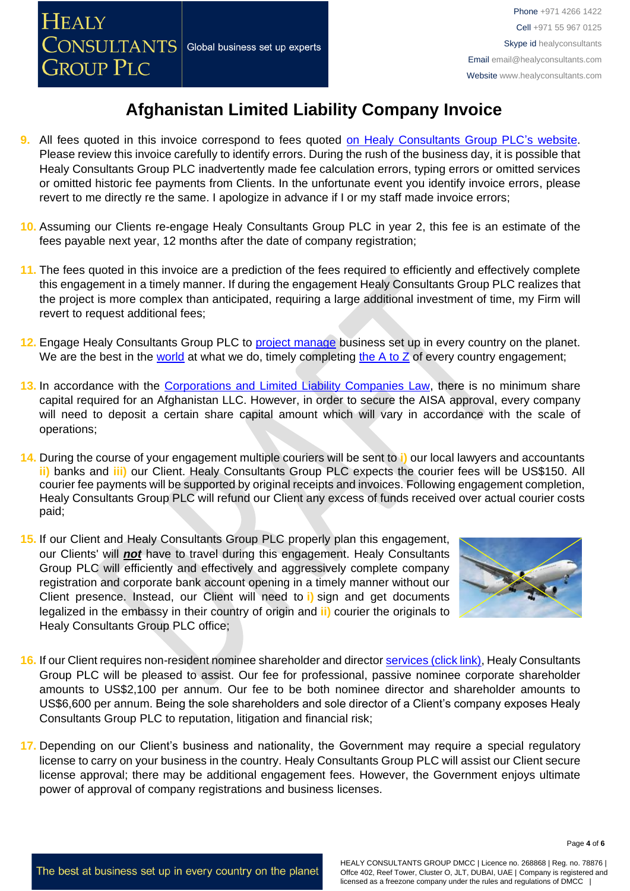# Afghanistan Limited Liability Company Invoice

9. All fees quoted in this invoice correspond to fees quoted on Healy Consultants Group PLC's website. Please review this invoice carefully to identify errors. During the rush of the business day, it is possible that Healy Consultants Group PLC inadvertently made fee calculation errors, typing errors or omitted services or omitted historic fee payments from Clients. In the unfortunate event you identify invoice errors, please revert to me directly re the same. I apologize in advance if I or my staff made invoice errors;

10. Assuming our Clients re-engage Healy Consultants Group PLC in year 2, this fee is an estimate of the fees payable next year, 12 months after the date of company registration;

11. The fees quoted in this invoice are a prediction of the fees required to efficiently and effectively complete this engagement in a timely manner. If during the engagement Healy Consultants Group PLC realizes that the project is more complex than anticipated, requiring a large additional investment of time, my Firm will revert to request additional fees;

12. Engage Healy Consultants Group PLC to project manage business set up in every country on the planet. We are the best in the world at what we do, timely completing the A to Z of every country engagement;

13. In accordance with the Corporations and Limited Liability Companies Law, there is no minimum share capital required for an Afghanistan LLC. However, in order to secure the AISA approval, every company will need to deposit a certain share capital amount which will vary in accordance with the scale of operations;

14. During the course of your engagement multiple couriers will be sent to i) our local lawyers and accountants ii) banks and iii) our Client. Healy Consultants Group PLC expects the courier fees will be US$150. All courier fee payments will be supported by original receipts and invoices. Following engagement completion, Healy Consultants Group PLC will refund our Client any excess of funds received over actual courier costs paid;

15. If our Client and Healy Consultants Group PLC properly plan this engagement, our Clients' will ***not*** have to travel during this engagement. Healy Consultants Group PLC will efficiently and effectively and aggressively complete company registration and corporate bank account opening in a timely manner without our Client presence. Instead, our Client will need to i) sign and get documents legalized in the embassy in their country of origin and ii) courier the originals to Healy Consultants Group PLC office;

16. If our Client requires non-resident nominee shareholder and director services (click link), Healy Consultants Group PLC will be pleased to assist. Our fee for professional, passive nominee corporate shareholder amounts to US$2,100 per annum. Our fee to be both nominee director and shareholder amounts to US$6,600 per annum. Being the sole shareholders and sole director of a Client's company exposes Healy Consultants Group PLC to reputation, litigation and financial risk;

17. Depending on our Client's business and nationality, the Government may require a special regulatory license to carry on your business in the country. Healy Consultants Group PLC will assist our Client secure license approval; there may be additional engagement fees. However, the Government enjoys ultimate power of approval of company registrations and business licenses.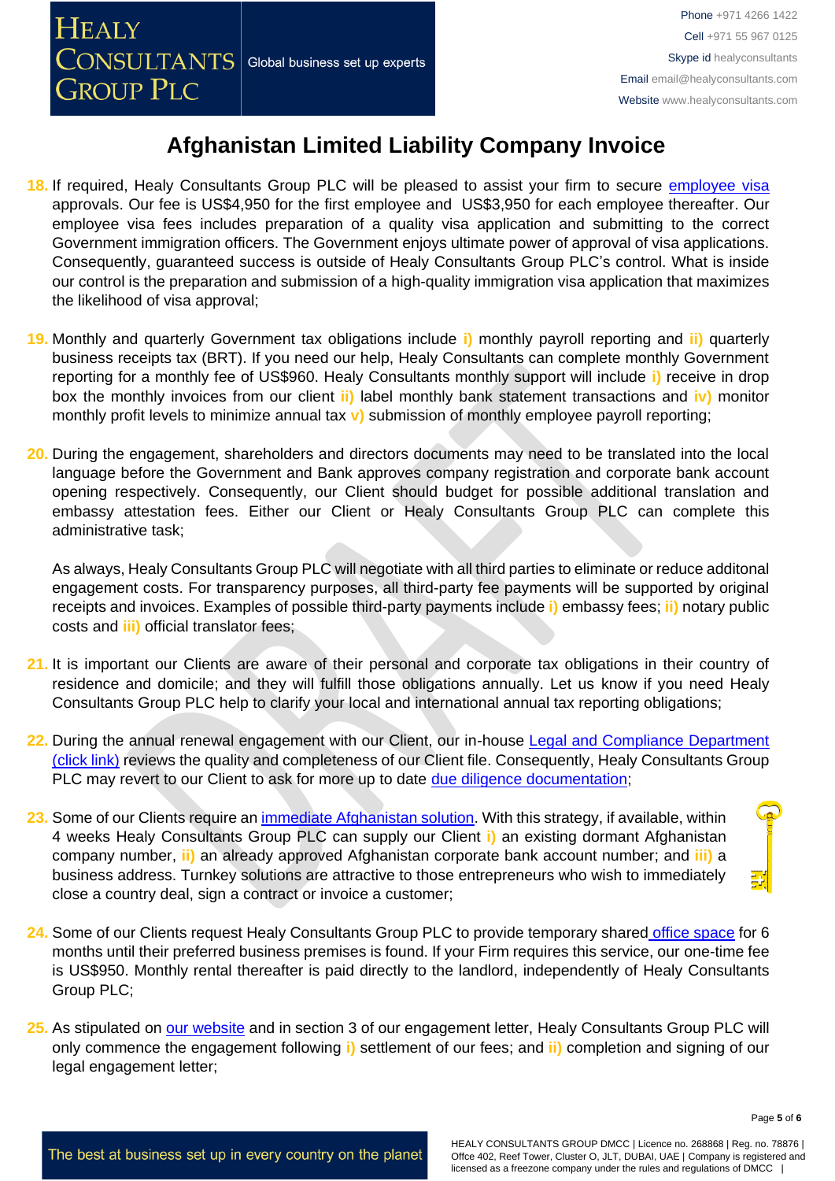# Afghanistan Limited Liability Company Invoice

18. If required, Healy Consultants Group PLC will be pleased to assist your firm to secure employee visa approvals. Our fee is US$4,950 for the first employee and US$3,950 for each employee thereafter. Our employee visa fees includes preparation of a quality visa application and submitting to the correct Government immigration officers. The Government enjoys ultimate power of approval of visa applications. Consequently, guaranteed success is outside of Healy Consultants Group PLC's control. What is inside our control is the preparation and submission of a high-quality immigration visa application that maximizes the likelihood of visa approval;

19. Monthly and quarterly Government tax obligations include i) monthly payroll reporting and ii) quarterly business receipts tax (BRT). If you need our help, Healy Consultants can complete monthly Government reporting for a monthly fee of US$960. Healy Consultants monthly support will include i) receive in drop box the monthly invoices from our client ii) label monthly bank statement transactions and iv) monitor monthly profit levels to minimize annual tax v) submission of monthly employee payroll reporting;

20. During the engagement, shareholders and directors documents may need to be translated into the local language before the Government and Bank approves company registration and corporate bank account opening respectively. Consequently, our Client should budget for possible additional translation and embassy attestation fees. Either our Client or Healy Consultants Group PLC can complete this administrative task;

    As always, Healy Consultants Group PLC will negotiate with all third parties to eliminate or reduce additonal engagement costs. For transparency purposes, all third-party fee payments will be supported by original receipts and invoices. Examples of possible third-party payments include i) embassy fees; ii) notary public costs and iii) official translator fees;

21. It is important our Clients are aware of their personal and corporate tax obligations in their country of residence and domicile; and they will fulfill those obligations annually. Let us know if you need Healy Consultants Group PLC help to clarify your local and international annual tax reporting obligations;

22. During the annual renewal engagement with our Client, our in-house Legal and Compliance Department (click link) reviews the quality and completeness of our Client file. Consequently, Healy Consultants Group PLC may revert to our Client to ask for more up to date due diligence documentation;

23. Some of our Clients require an immediate Afghanistan solution. With this strategy, if available, within 4 weeks Healy Consultants Group PLC can supply our Client i) an existing dormant Afghanistan company number, ii) an already approved Afghanistan corporate bank account number; and iii) a business address. Turnkey solutions are attractive to those entrepreneurs who wish to immediately close a country deal, sign a contract or invoice a customer;

24. Some of our Clients request Healy Consultants Group PLC to provide temporary shared office space for 6 months until their preferred business premises is found. If your Firm requires this service, our one-time fee is US$950. Monthly rental thereafter is paid directly to the landlord, independently of Healy Consultants Group PLC;

25. As stipulated on our website and in section 3 of our engagement letter, Healy Consultants Group PLC will only commence the engagement following i) settlement of our fees; and ii) completion and signing of our legal engagement letter;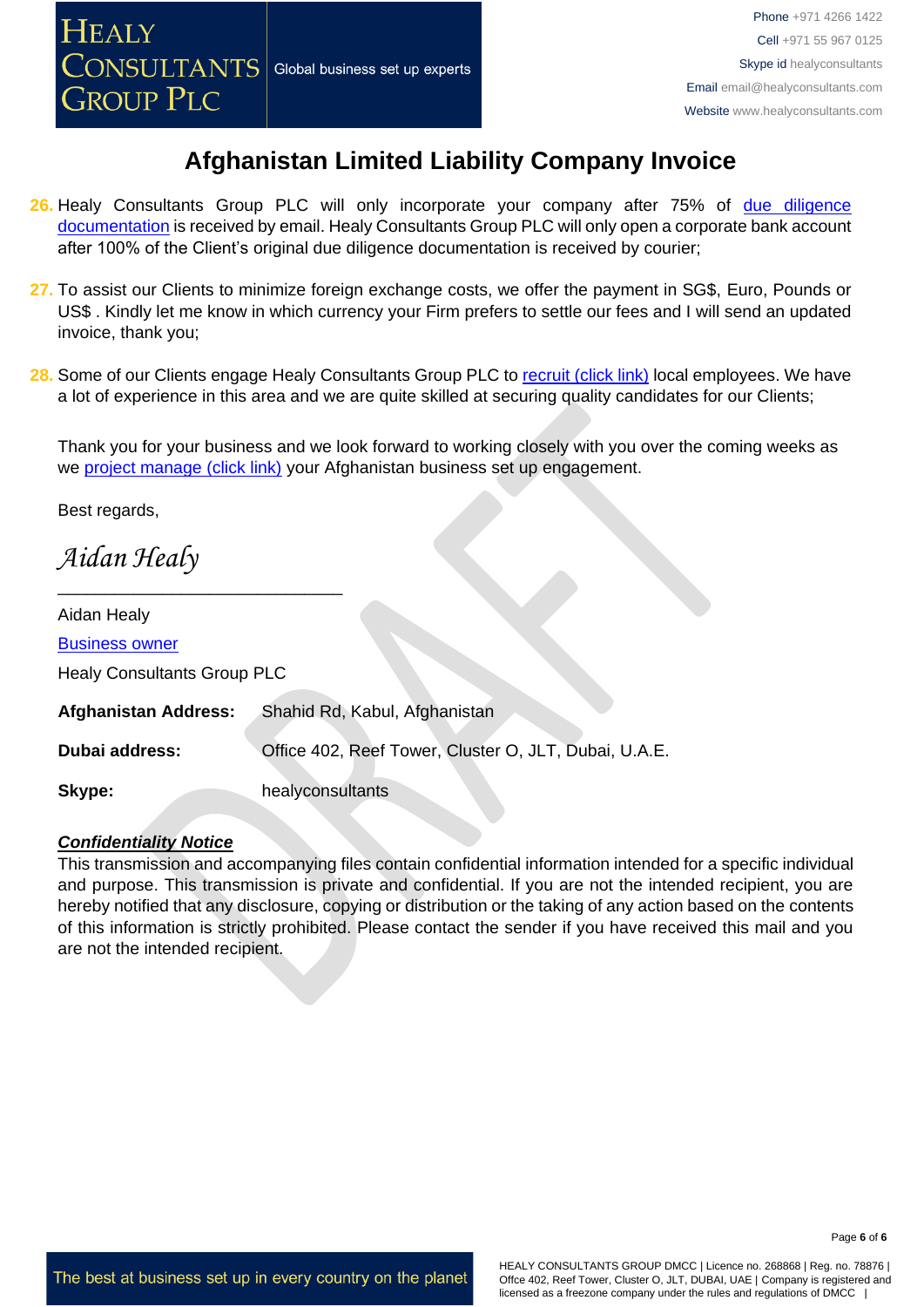# Afghanistan Limited Liability Company Invoice

26. Healy Consultants Group PLC will only incorporate your company after 75% of due diligence documentation is received by email. Healy Consultants Group PLC will only open a corporate bank account after 100% of the Client's original due diligence documentation is received by courier;

27. To assist our Clients to minimize foreign exchange costs, we offer the payment in SG$, Euro, Pounds or US$ . Kindly let me know in which currency your Firm prefers to settle our fees and I will send an updated invoice, thank you;

28. Some of our Clients engage Healy Consultants Group PLC to recruit (click link) local employees. We have a lot of experience in this area and we are quite skilled at securing quality candidates for our Clients;

Thank you for your business and we look forward to working closely with you over the coming weeks as we project manage (click link) your Afghanistan business set up engagement.

Best regards,

*Aidan Healy*

______________________________

Aidan Healy

Business owner

Healy Consultants Group PLC

| | |
|---|---|
| **Afghanistan Address:** | Shahid Rd, Kabul, Afghanistan |
| **Dubai address:** | Office 402, Reef Tower, Cluster O, JLT, Dubai, U.A.E. |
| **Skype:** | healyconsultants |

***Confidentiality Notice***

This transmission and accompanying files contain confidential information intended for a specific individual and purpose. This transmission is private and confidential. If you are not the intended recipient, you are hereby notified that any disclosure, copying or distribution or the taking of any action based on the contents of this information is strictly prohibited. Please contact the sender if you have received this mail and you are not the intended recipient.